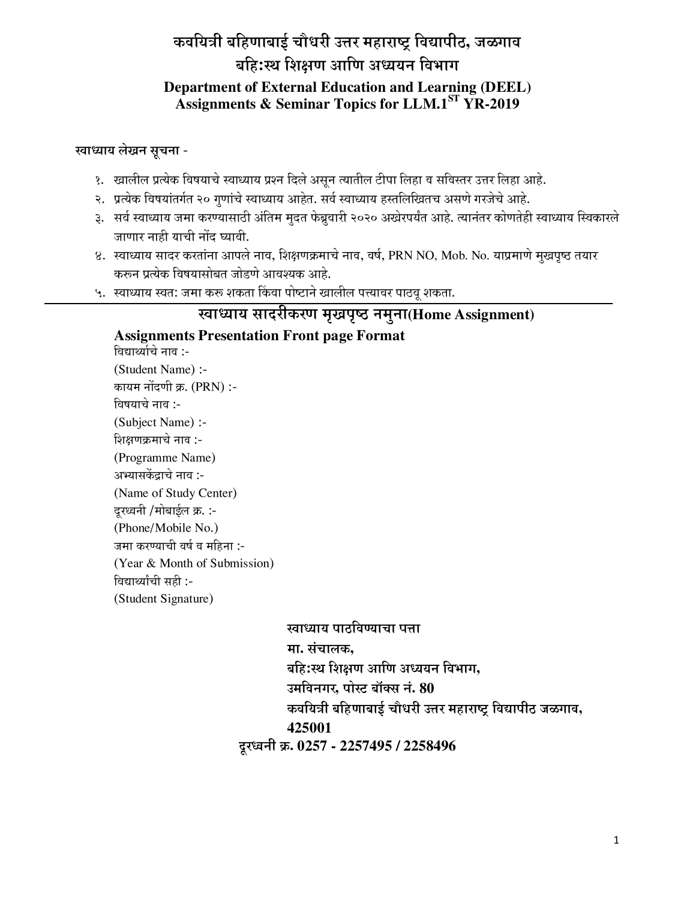# कवयित्री बहिणाबाई चौधरी उत्तर महाराष्ट्र विद्यापीठ, जळगाव

## बहि:स्थ शिक्षण आणि अध्ययन विभाग

## Department of External Education and Learning (DEEL)

## Assignments & Seminar Topics for LLM.1$^{ST}$ YR-2019

**स्वाध्याय लेखन सूचना -**

१. खालील प्रत्येक विषयाचे स्वाध्याय प्रश्न दिले असून त्यातील टीपा लिहा व सविस्तर उत्तर लिहा आहे.
२. प्रत्येक विषयांतर्गत २० गुणांचे स्वाध्याय आहेत. सर्व स्वाध्याय हस्तलिखितच असणे गरजेचे आहे.
३. सर्व स्वाध्याय जमा करण्यासाठी अंतिम मुदत फेब्रुवारी २०२० अखेरपर्यंत आहे. त्यानंतर कोणतेही स्वाध्याय स्विकारले जाणार नाही याची नोंद घ्यावी.
४. स्वाध्याय सादर करतांना आपले नाव, शिक्षणक्रमाचे नाव, वर्ष, PRN NO, Mob. No. याप्रमाणे मुखपृष्ठ तयार करुन प्रत्येक विषयासोबत जोडणे आवश्यक आहे.
५. स्वाध्याय स्वत: जमा करु शकता किंवा पोष्टाने खालील पत्त्यावर पाठवू शकता.

---

## स्वाध्याय सादरीकरण मुखपृष्ठ नमुना(Home Assignment)

### Assignments Presentation Front page Format

विद्यार्थ्याचे नाव :-
(Student Name) :-
कायम नोंदणी क्र. (PRN) :-
विषयाचे नाव :-
(Subject Name) :-
शिक्षणक्रमाचे नाव :-
(Programme Name)
अभ्यासकेंद्राचे नाव :-
(Name of Study Center)
दूरध्वनी /मोबाईल क्र. :-
(Phone/Mobile No.)
जमा करण्याची वर्ष व महिना :-
(Year & Month of Submission)
विद्यार्थ्यांची सही :-
(Student Signature)

**स्वाध्याय पाठविण्याचा पत्ता**
**मा. संचालक,**
**बहि:स्थ शिक्षण आणि अध्ययन विभाग,**
**उमविनगर, पोस्ट बॉक्स नं. 80**
**कवयित्री बहिणाबाई चौधरी उत्तर महाराष्ट्र विद्यापीठ जळगाव,**
**425001**
**दूरध्वनी क्र. 0257 - 2257495 / 2258496**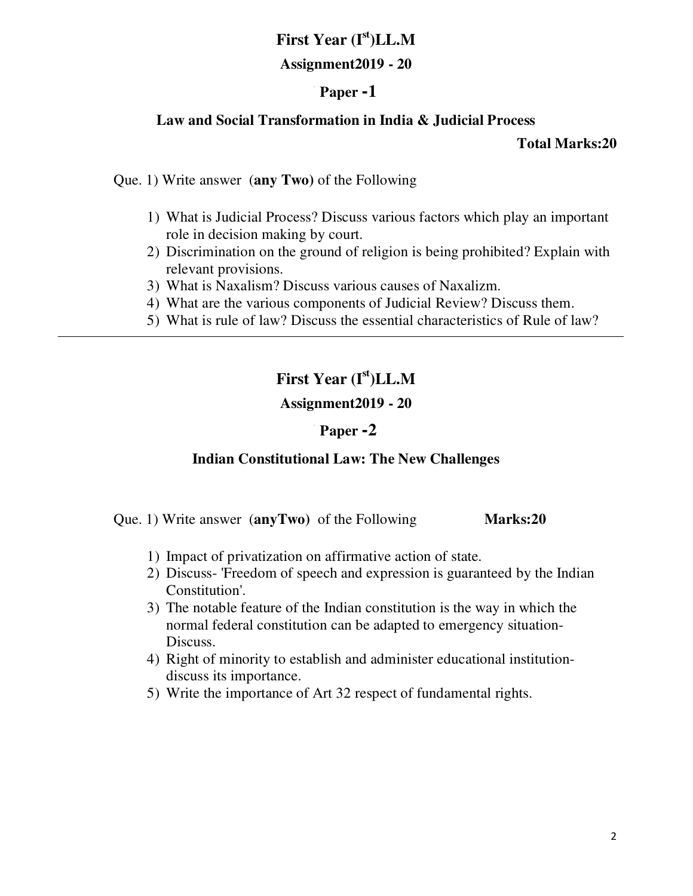# First Year (I[st])LL.M

## Assignment2019 - 20

### Paper -1

### Law and Social Transformation in India & Judicial Process

**Total Marks:20**

Que. 1) Write answer (**any Two**) of the Following

1) What is Judicial Process? Discuss various factors which play an important role in decision making by court.
2) Discrimination on the ground of religion is being prohibited? Explain with relevant provisions.
3) What is Naxalism? Discuss various causes of Naxalizm.
4) What are the various components of Judicial Review? Discuss them.
5) What is rule of law? Discuss the essential characteristics of Rule of law?

---

# First Year (I[st])LL.M

## Assignment2019 - 20

### Paper -2

### Indian Constitutional Law: The New Challenges

Que. 1) Write answer (**anyTwo**) of the Following **Marks:20**

1) Impact of privatization on affirmative action of state.
2) Discuss- 'Freedom of speech and expression is guaranteed by the Indian Constitution'.
3) The notable feature of the Indian constitution is the way in which the normal federal constitution can be adapted to emergency situation-Discuss.
4) Right of minority to establish and administer educational institution-discuss its importance.
5) Write the importance of Art 32 respect of fundamental rights.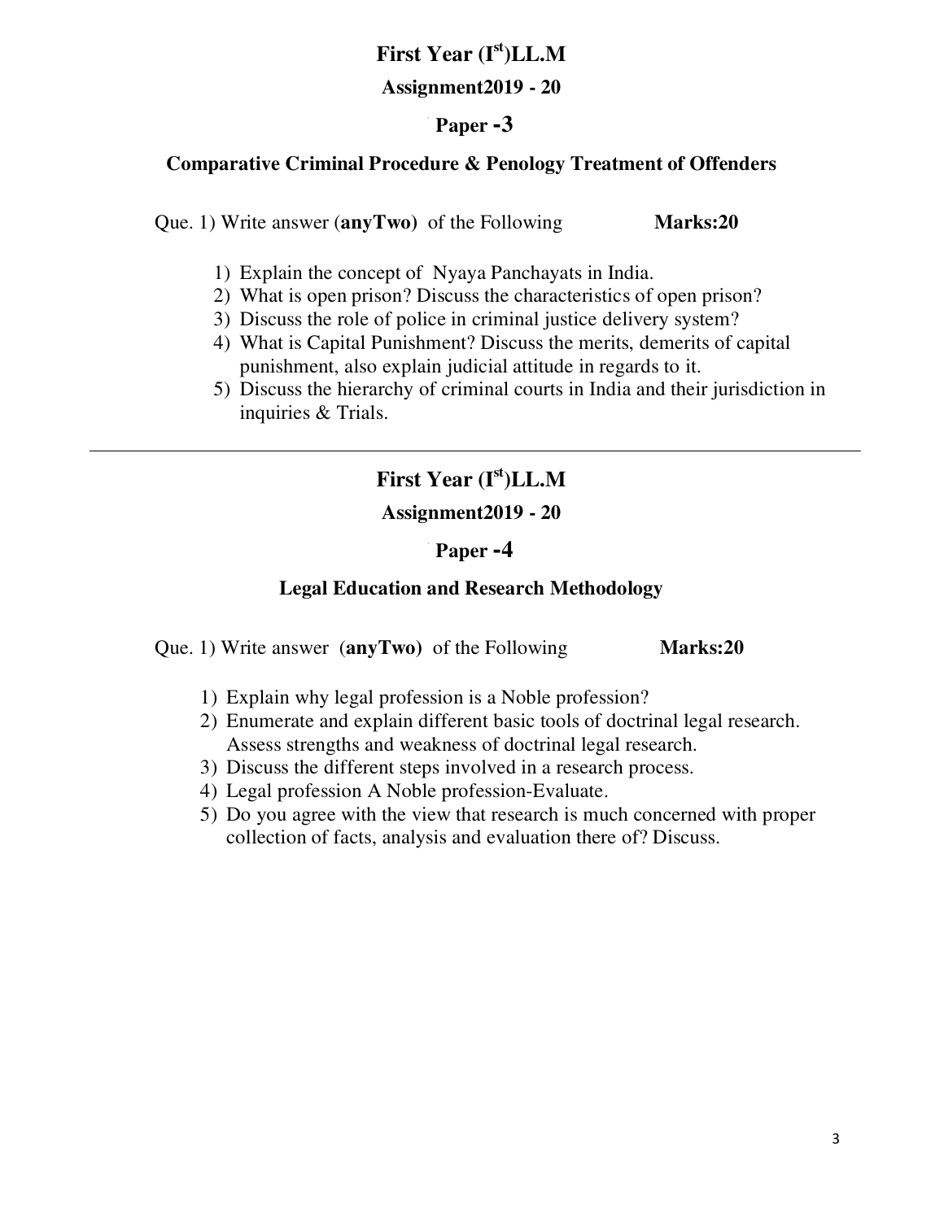## First Year (I[st])LL.M

### Assignment2019 - 20

### Paper -3

### Comparative Criminal Procedure & Penology Treatment of Offenders

Que. 1) Write answer (**anyTwo**) of the Following **Marks:20**

1) Explain the concept of Nyaya Panchayats in India.
2) What is open prison? Discuss the characteristics of open prison?
3) Discuss the role of police in criminal justice delivery system?
4) What is Capital Punishment? Discuss the merits, demerits of capital punishment, also explain judicial attitude in regards to it.
5) Discuss the hierarchy of criminal courts in India and their jurisdiction in inquiries & Trials.

---

## First Year (I[st])LL.M

### Assignment2019 - 20

### Paper -4

### Legal Education and Research Methodology

Que. 1) Write answer (**anyTwo**) of the Following **Marks:20**

1) Explain why legal profession is a Noble profession?
2) Enumerate and explain different basic tools of doctrinal legal research. Assess strengths and weakness of doctrinal legal research.
3) Discuss the different steps involved in a research process.
4) Legal profession A Noble profession-Evaluate.
5) Do you agree with the view that research is much concerned with proper collection of facts, analysis and evaluation there of? Discuss.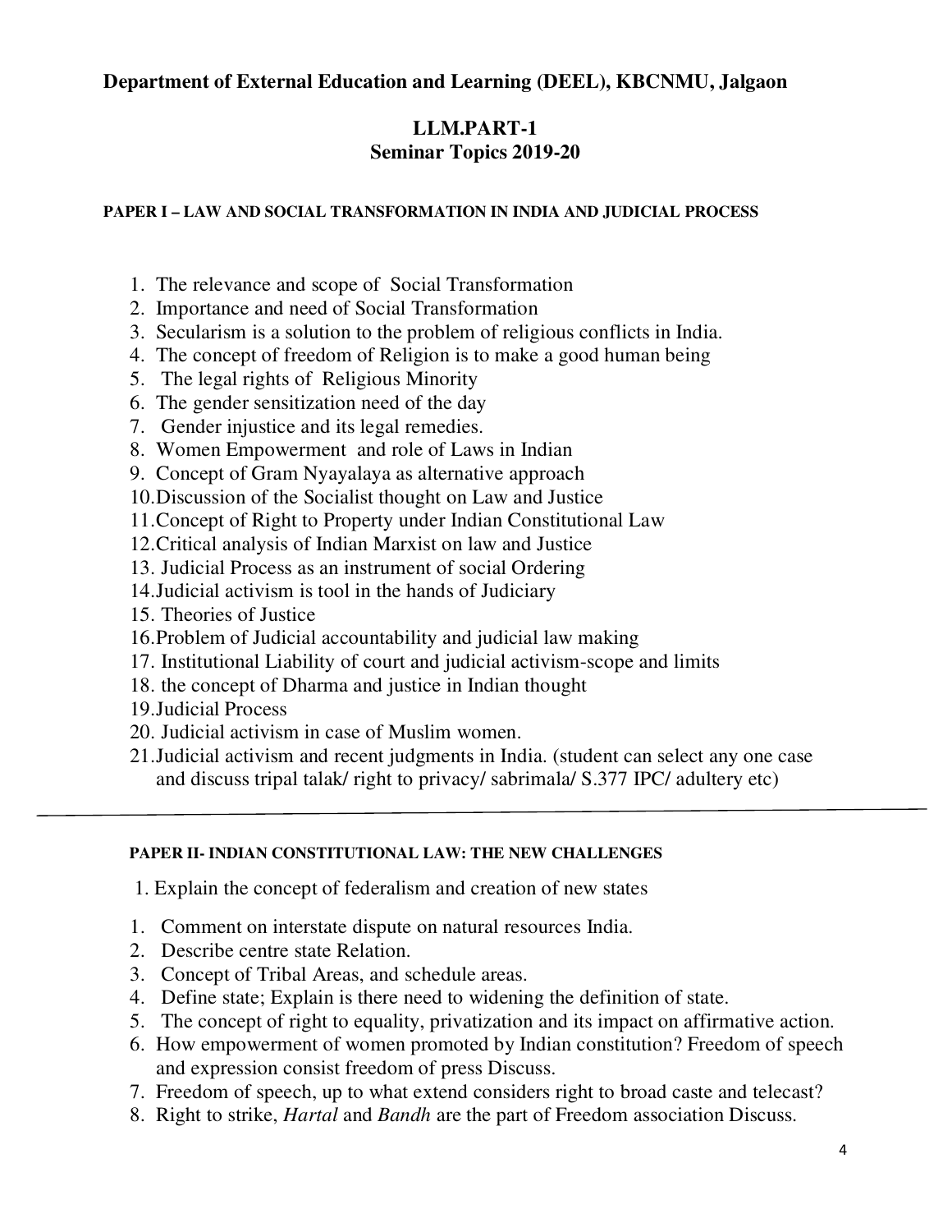**Department of External Education and Learning (DEEL), KBCNMU, Jalgaon**

# LLM.PART-1
## Seminar Topics 2019-20

### PAPER I – LAW AND SOCIAL TRANSFORMATION IN INDIA AND JUDICIAL PROCESS

1. The relevance and scope of Social Transformation
2. Importance and need of Social Transformation
3. Secularism is a solution to the problem of religious conflicts in India.
4. The concept of freedom of Religion is to make a good human being
5. The legal rights of Religious Minority
6. The gender sensitization need of the day
7. Gender injustice and its legal remedies.
8. Women Empowerment and role of Laws in Indian
9. Concept of Gram Nyayalaya as alternative approach
10. Discussion of the Socialist thought on Law and Justice
11. Concept of Right to Property under Indian Constitutional Law
12. Critical analysis of Indian Marxist on law and Justice
13. Judicial Process as an instrument of social Ordering
14. Judicial activism is tool in the hands of Judiciary
15. Theories of Justice
16. Problem of Judicial accountability and judicial law making
17. Institutional Liability of court and judicial activism-scope and limits
18. the concept of Dharma and justice in Indian thought
19. Judicial Process
20. Judicial activism in case of Muslim women.
21. Judicial activism and recent judgments in India. (student can select any one case and discuss tripal talak/ right to privacy/ sabrimala/ S.377 IPC/ adultery etc)

---

### PAPER II- INDIAN CONSTITUTIONAL LAW: THE NEW CHALLENGES

1. Explain the concept of federalism and creation of new states

1. Comment on interstate dispute on natural resources India.
2. Describe centre state Relation.
3. Concept of Tribal Areas, and schedule areas.
4. Define state; Explain is there need to widening the definition of state.
5. The concept of right to equality, privatization and its impact on affirmative action.
6. How empowerment of women promoted by Indian constitution? Freedom of speech and expression consist freedom of press Discuss.
7. Freedom of speech, up to what extend considers right to broad caste and telecast?
8. Right to strike, *Hartal* and *Bandh* are the part of Freedom association Discuss.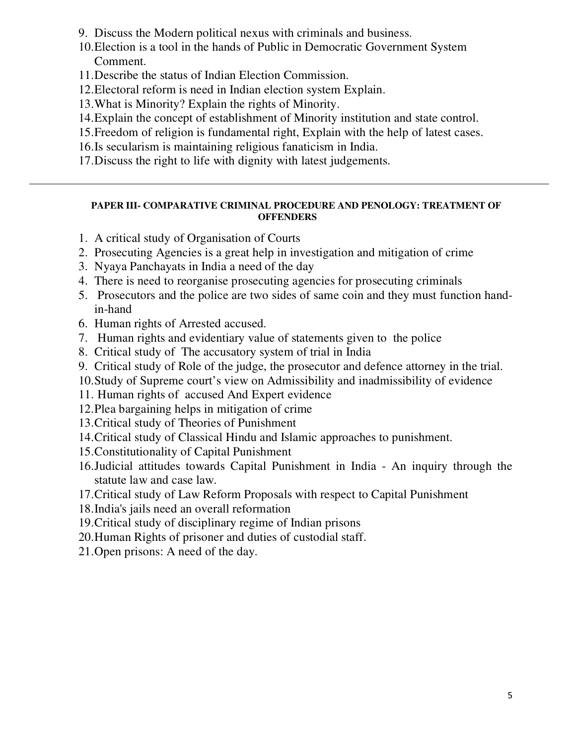9. Discuss the Modern political nexus with criminals and business.
10. Election is a tool in the hands of Public in Democratic Government System Comment.
11. Describe the status of Indian Election Commission.
12. Electoral reform is need in Indian election system Explain.
13. What is Minority? Explain the rights of Minority.
14. Explain the concept of establishment of Minority institution and state control.
15. Freedom of religion is fundamental right, Explain with the help of latest cases.
16. Is secularism is maintaining religious fanaticism in India.
17. Discuss the right to life with dignity with latest judgements.

---

#### PAPER III- COMPARATIVE CRIMINAL PROCEDURE AND PENOLOGY: TREATMENT OF OFFENDERS

1. A critical study of Organisation of Courts
2. Prosecuting Agencies is a great help in investigation and mitigation of crime
3. Nyaya Panchayats in India a need of the day
4. There is need to reorganise prosecuting agencies for prosecuting criminals
5. Prosecutors and the police are two sides of same coin and they must function hand-in-hand
6. Human rights of Arrested accused.
7. Human rights and evidentiary value of statements given to the police
8. Critical study of The accusatory system of trial in India
9. Critical study of Role of the judge, the prosecutor and defence attorney in the trial.
10. Study of Supreme court's view on Admissibility and inadmissibility of evidence
11. Human rights of accused And Expert evidence
12. Plea bargaining helps in mitigation of crime
13. Critical study of Theories of Punishment
14. Critical study of Classical Hindu and Islamic approaches to punishment.
15. Constitutionality of Capital Punishment
16. Judicial attitudes towards Capital Punishment in India - An inquiry through the statute law and case law.
17. Critical study of Law Reform Proposals with respect to Capital Punishment
18. India's jails need an overall reformation
19. Critical study of disciplinary regime of Indian prisons
20. Human Rights of prisoner and duties of custodial staff.
21. Open prisons: A need of the day.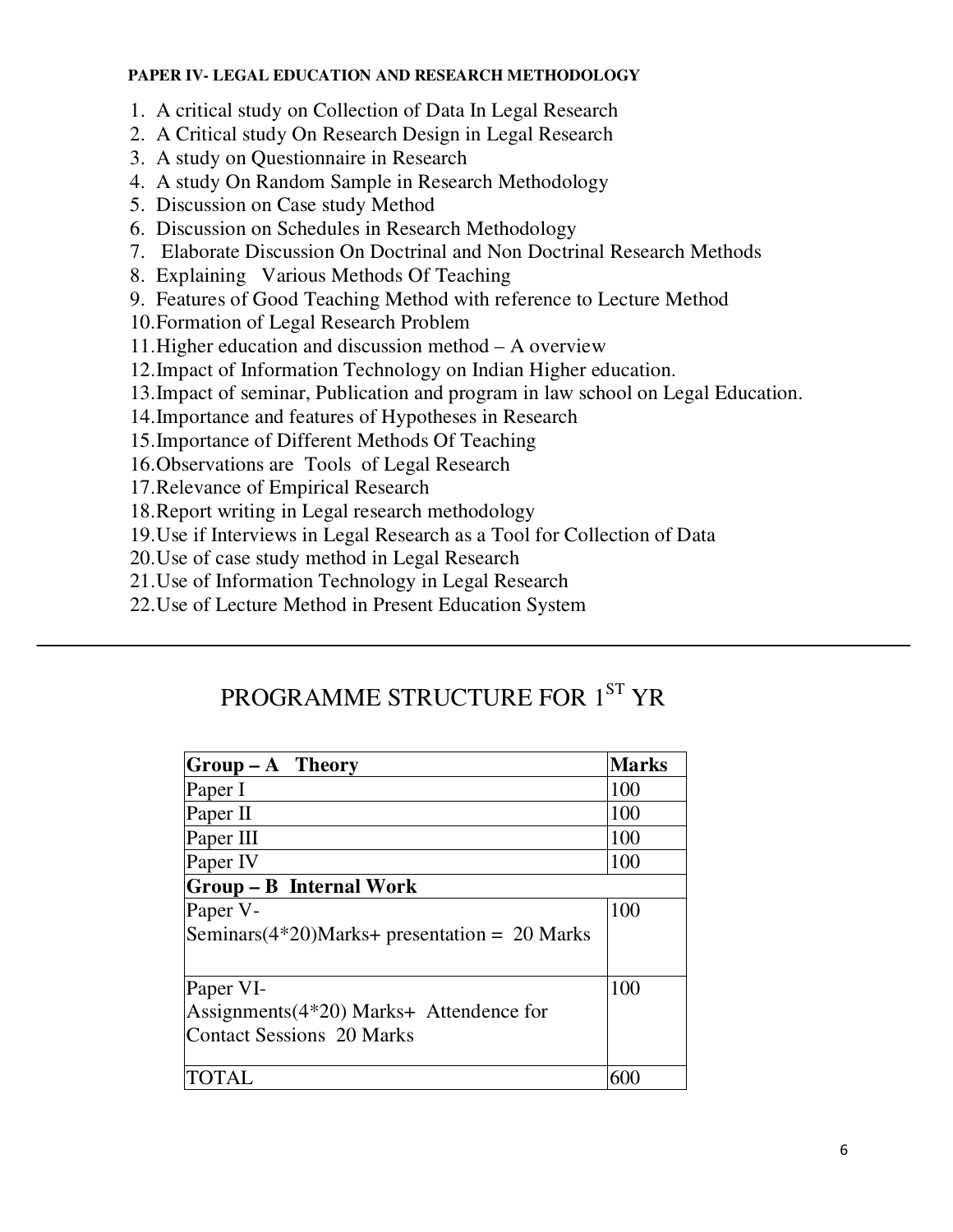**PAPER IV- LEGAL EDUCATION AND RESEARCH METHODOLOGY**

1. A critical study on Collection of Data In Legal Research
2. A Critical study On Research Design in Legal Research
3. A study on Questionnaire in Research
4. A study On Random Sample in Research Methodology
5. Discussion on Case study Method
6. Discussion on Schedules in Research Methodology
7. Elaborate Discussion On Doctrinal and Non Doctrinal Research Methods
8. Explaining Various Methods Of Teaching
9. Features of Good Teaching Method with reference to Lecture Method
10. Formation of Legal Research Problem
11. Higher education and discussion method – A overview
12. Impact of Information Technology on Indian Higher education.
13. Impact of seminar, Publication and program in law school on Legal Education.
14. Importance and features of Hypotheses in Research
15. Importance of Different Methods Of Teaching
16. Observations are Tools of Legal Research
17. Relevance of Empirical Research
18. Report writing in Legal research methodology
19. Use if Interviews in Legal Research as a Tool for Collection of Data
20. Use of case study method in Legal Research
21. Use of Information Technology in Legal Research
22. Use of Lecture Method in Present Education System

---

# PROGRAMME STRUCTURE FOR 1ST YR

| **Group – A Theory** | **Marks** |
|---|---|
| Paper I | 100 |
| Paper II | 100 |
| Paper III | 100 |
| Paper IV | 100 |
| **Group – B Internal Work** | |
| Paper V- Seminars(4*20)Marks+ presentation = 20 Marks | 100 |
| Paper VI- Assignments(4*20) Marks+ Attendence for Contact Sessions 20 Marks | 100 |
| TOTAL | 600 |